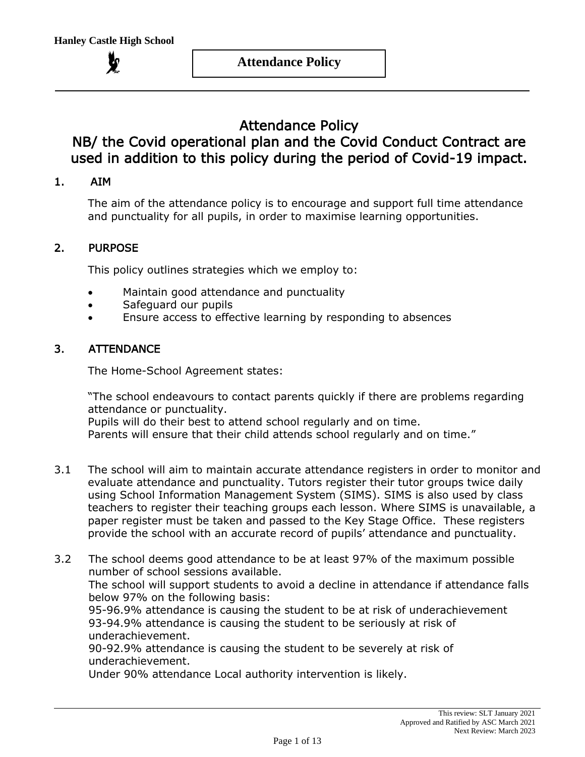# Attendance Policy

## NB/ the Covid operational plan and the Covid Conduct Contract are used in addition to this policy during the period of Covid-19 impact.

## 1. AIM

The aim of the attendance policy is to encourage and support full time attendance and punctuality for all pupils, in order to maximise learning opportunities.

## 2. PURPOSE

This policy outlines strategies which we employ to:

- Maintain good attendance and punctuality
- Safeguard our pupils
- Ensure access to effective learning by responding to absences

## 3. ATTENDANCE

The Home-School Agreement states:

"The school endeavours to contact parents quickly if there are problems regarding attendance or punctuality.
Pupils will do their best to attend school regularly and on time.
Parents will ensure that their child attends school regularly and on time."

3.1 The school will aim to maintain accurate attendance registers in order to monitor and evaluate attendance and punctuality. Tutors register their tutor groups twice daily using School Information Management System (SIMS). SIMS is also used by class teachers to register their teaching groups each lesson. Where SIMS is unavailable, a paper register must be taken and passed to the Key Stage Office. These registers provide the school with an accurate record of pupils' attendance and punctuality.

3.2 The school deems good attendance to be at least 97% of the maximum possible number of school sessions available.
The school will support students to avoid a decline in attendance if attendance falls below 97% on the following basis:
95-96.9% attendance is causing the student to be at risk of underachievement
93-94.9% attendance is causing the student to be seriously at risk of underachievement.
90-92.9% attendance is causing the student to be severely at risk of underachievement.
Under 90% attendance Local authority intervention is likely.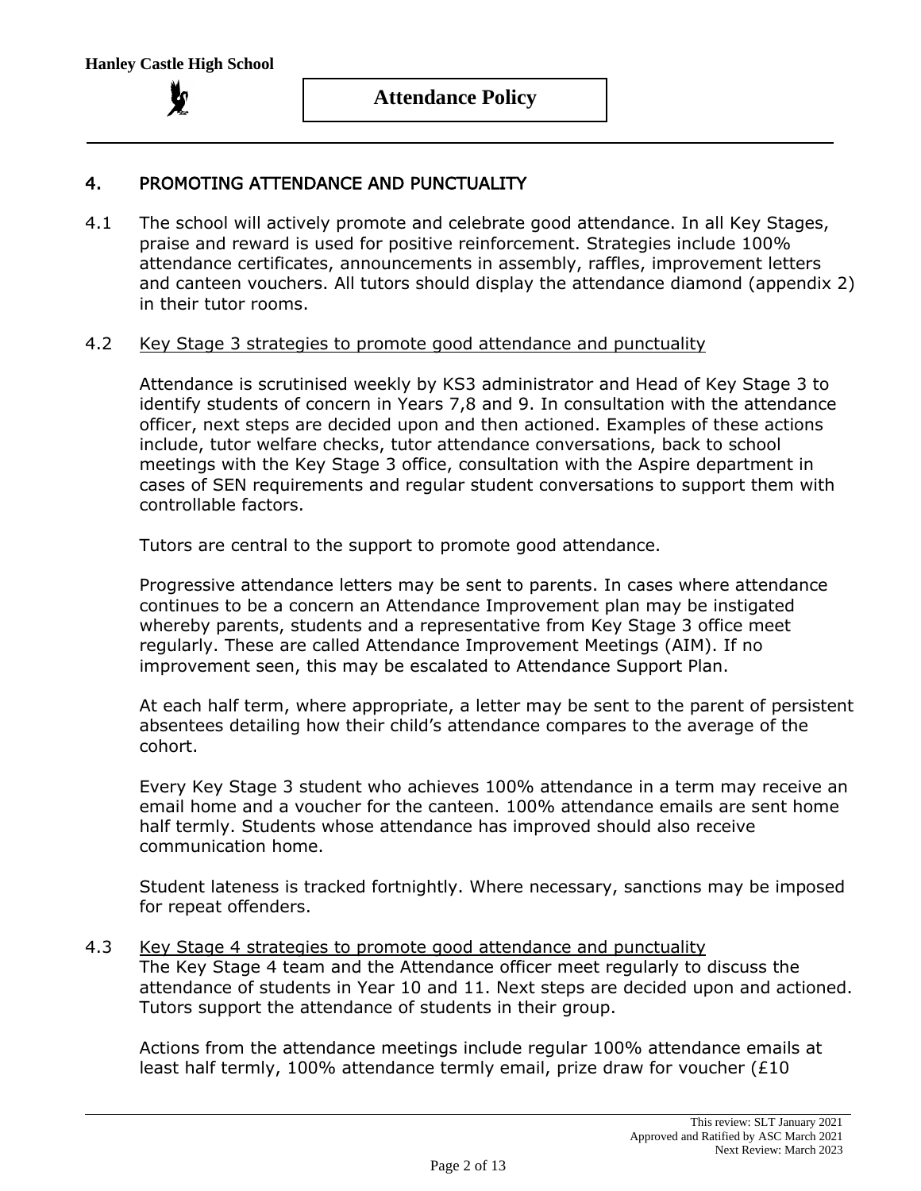## 4. PROMOTING ATTENDANCE AND PUNCTUALITY

4.1 The school will actively promote and celebrate good attendance. In all Key Stages, praise and reward is used for positive reinforcement. Strategies include 100% attendance certificates, announcements in assembly, raffles, improvement letters and canteen vouchers. All tutors should display the attendance diamond (appendix 2) in their tutor rooms.

4.2 Key Stage 3 strategies to promote good attendance and punctuality

Attendance is scrutinised weekly by KS3 administrator and Head of Key Stage 3 to identify students of concern in Years 7,8 and 9. In consultation with the attendance officer, next steps are decided upon and then actioned. Examples of these actions include, tutor welfare checks, tutor attendance conversations, back to school meetings with the Key Stage 3 office, consultation with the Aspire department in cases of SEN requirements and regular student conversations to support them with controllable factors.

Tutors are central to the support to promote good attendance.

Progressive attendance letters may be sent to parents. In cases where attendance continues to be a concern an Attendance Improvement plan may be instigated whereby parents, students and a representative from Key Stage 3 office meet regularly. These are called Attendance Improvement Meetings (AIM). If no improvement seen, this may be escalated to Attendance Support Plan.

At each half term, where appropriate, a letter may be sent to the parent of persistent absentees detailing how their child's attendance compares to the average of the cohort.

Every Key Stage 3 student who achieves 100% attendance in a term may receive an email home and a voucher for the canteen. 100% attendance emails are sent home half termly. Students whose attendance has improved should also receive communication home.

Student lateness is tracked fortnightly. Where necessary, sanctions may be imposed for repeat offenders.

4.3 Key Stage 4 strategies to promote good attendance and punctuality

The Key Stage 4 team and the Attendance officer meet regularly to discuss the attendance of students in Year 10 and 11. Next steps are decided upon and actioned. Tutors support the attendance of students in their group.

Actions from the attendance meetings include regular 100% attendance emails at least half termly, 100% attendance termly email, prize draw for voucher (£10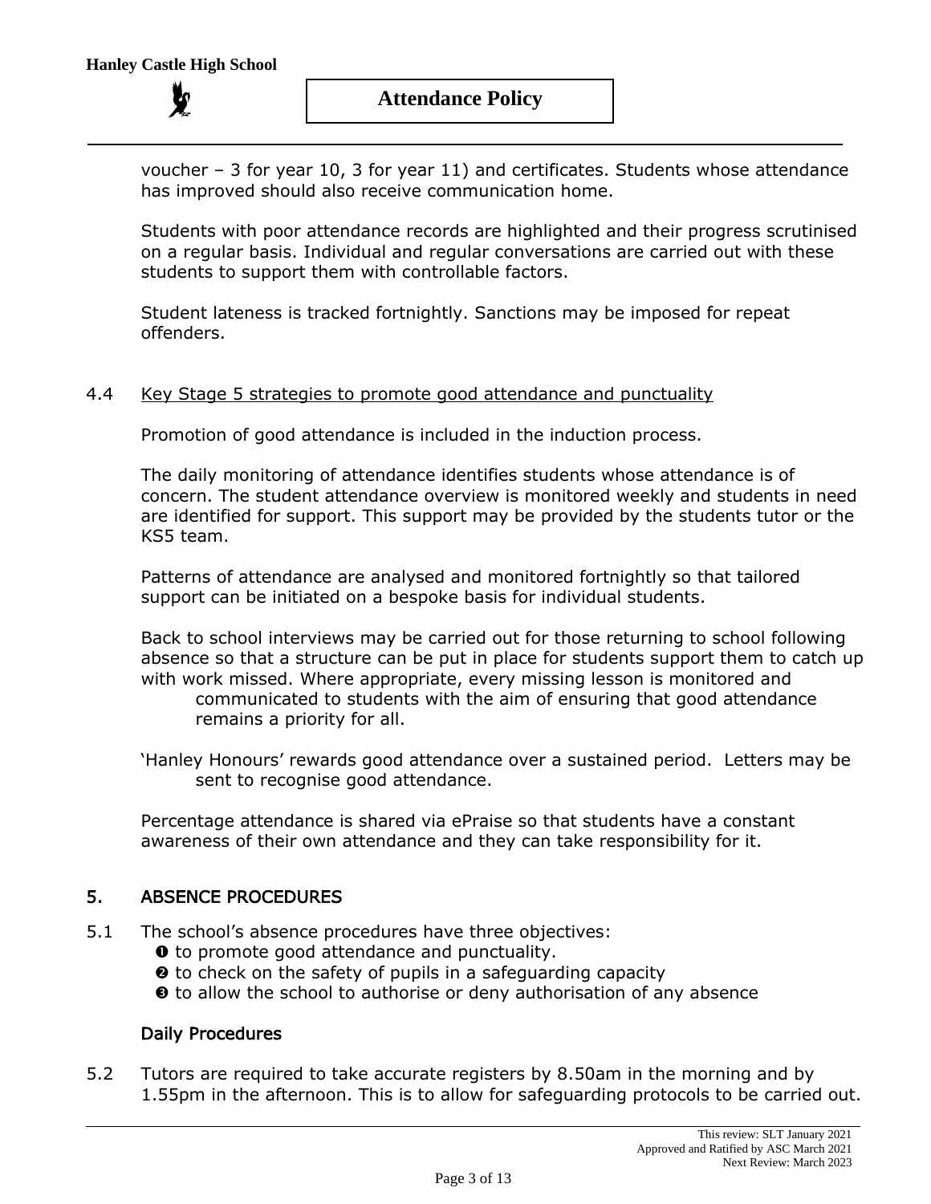voucher – 3 for year 10, 3 for year 11) and certificates. Students whose attendance has improved should also receive communication home.

Students with poor attendance records are highlighted and their progress scrutinised on a regular basis. Individual and regular conversations are carried out with these students to support them with controllable factors.

Student lateness is tracked fortnightly. Sanctions may be imposed for repeat offenders.

### 4.4 Key Stage 5 strategies to promote good attendance and punctuality

Promotion of good attendance is included in the induction process.

The daily monitoring of attendance identifies students whose attendance is of concern. The student attendance overview is monitored weekly and students in need are identified for support. This support may be provided by the students tutor or the KS5 team.

Patterns of attendance are analysed and monitored fortnightly so that tailored support can be initiated on a bespoke basis for individual students.

Back to school interviews may be carried out for those returning to school following absence so that a structure can be put in place for students support them to catch up with work missed. Where appropriate, every missing lesson is monitored and communicated to students with the aim of ensuring that good attendance remains a priority for all.

'Hanley Honours' rewards good attendance over a sustained period. Letters may be sent to recognise good attendance.

Percentage attendance is shared via ePraise so that students have a constant awareness of their own attendance and they can take responsibility for it.

## 5. ABSENCE PROCEDURES

5.1 The school's absence procedures have three objectives:

- ❶ to promote good attendance and punctuality.
- ❷ to check on the safety of pupils in a safeguarding capacity
- ❸ to allow the school to authorise or deny authorisation of any absence

### Daily Procedures

5.2 Tutors are required to take accurate registers by 8.50am in the morning and by 1.55pm in the afternoon. This is to allow for safeguarding protocols to be carried out.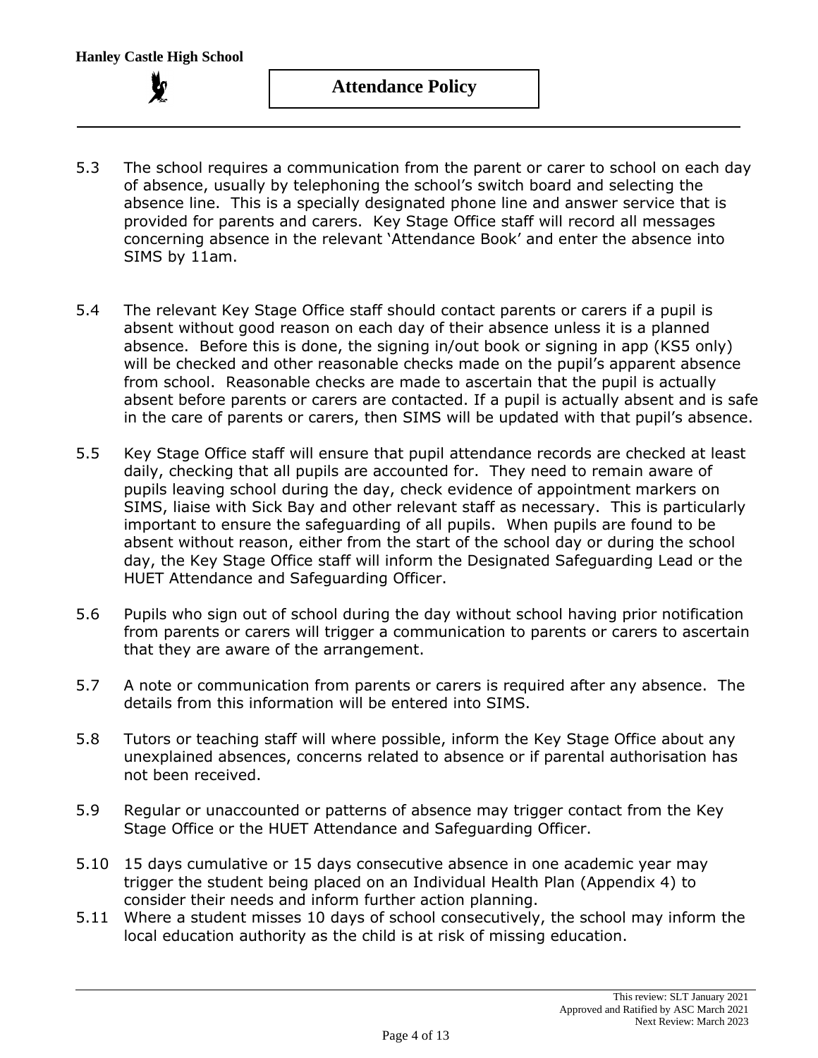5.3 The school requires a communication from the parent or carer to school on each day of absence, usually by telephoning the school's switch board and selecting the absence line. This is a specially designated phone line and answer service that is provided for parents and carers. Key Stage Office staff will record all messages concerning absence in the relevant 'Attendance Book' and enter the absence into SIMS by 11am.

5.4 The relevant Key Stage Office staff should contact parents or carers if a pupil is absent without good reason on each day of their absence unless it is a planned absence. Before this is done, the signing in/out book or signing in app (KS5 only) will be checked and other reasonable checks made on the pupil's apparent absence from school. Reasonable checks are made to ascertain that the pupil is actually absent before parents or carers are contacted. If a pupil is actually absent and is safe in the care of parents or carers, then SIMS will be updated with that pupil's absence.

5.5 Key Stage Office staff will ensure that pupil attendance records are checked at least daily, checking that all pupils are accounted for. They need to remain aware of pupils leaving school during the day, check evidence of appointment markers on SIMS, liaise with Sick Bay and other relevant staff as necessary. This is particularly important to ensure the safeguarding of all pupils. When pupils are found to be absent without reason, either from the start of the school day or during the school day, the Key Stage Office staff will inform the Designated Safeguarding Lead or the HUET Attendance and Safeguarding Officer.

5.6 Pupils who sign out of school during the day without school having prior notification from parents or carers will trigger a communication to parents or carers to ascertain that they are aware of the arrangement.

5.7 A note or communication from parents or carers is required after any absence. The details from this information will be entered into SIMS.

5.8 Tutors or teaching staff will where possible, inform the Key Stage Office about any unexplained absences, concerns related to absence or if parental authorisation has not been received.

5.9 Regular or unaccounted or patterns of absence may trigger contact from the Key Stage Office or the HUET Attendance and Safeguarding Officer.

5.10 15 days cumulative or 15 days consecutive absence in one academic year may trigger the student being placed on an Individual Health Plan (Appendix 4) to consider their needs and inform further action planning.

5.11 Where a student misses 10 days of school consecutively, the school may inform the local education authority as the child is at risk of missing education.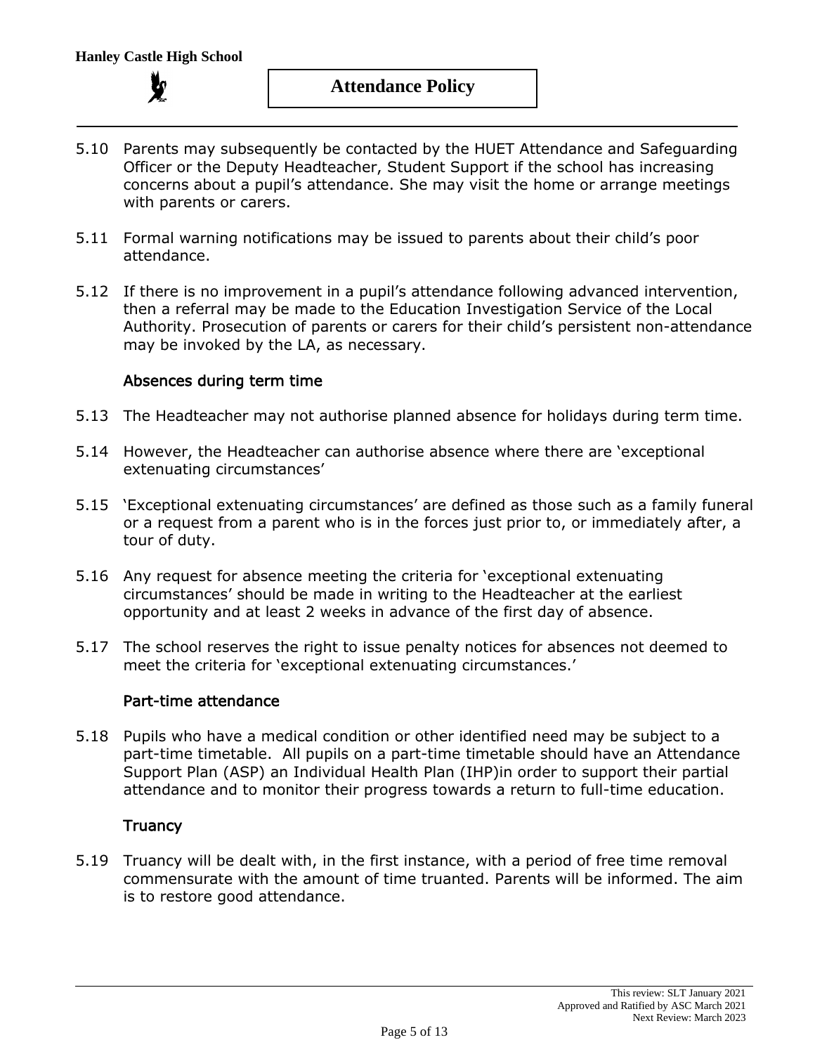5.10 Parents may subsequently be contacted by the HUET Attendance and Safeguarding Officer or the Deputy Headteacher, Student Support if the school has increasing concerns about a pupil's attendance. She may visit the home or arrange meetings with parents or carers.

5.11 Formal warning notifications may be issued to parents about their child's poor attendance.

5.12 If there is no improvement in a pupil's attendance following advanced intervention, then a referral may be made to the Education Investigation Service of the Local Authority. Prosecution of parents or carers for their child's persistent non-attendance may be invoked by the LA, as necessary.

### Absences during term time

5.13 The Headteacher may not authorise planned absence for holidays during term time.

5.14 However, the Headteacher can authorise absence where there are 'exceptional extenuating circumstances'

5.15 'Exceptional extenuating circumstances' are defined as those such as a family funeral or a request from a parent who is in the forces just prior to, or immediately after, a tour of duty.

5.16 Any request for absence meeting the criteria for 'exceptional extenuating circumstances' should be made in writing to the Headteacher at the earliest opportunity and at least 2 weeks in advance of the first day of absence.

5.17 The school reserves the right to issue penalty notices for absences not deemed to meet the criteria for 'exceptional extenuating circumstances.'

### Part-time attendance

5.18 Pupils who have a medical condition or other identified need may be subject to a part-time timetable. All pupils on a part-time timetable should have an Attendance Support Plan (ASP) an Individual Health Plan (IHP)in order to support their partial attendance and to monitor their progress towards a return to full-time education.

### Truancy

5.19 Truancy will be dealt with, in the first instance, with a period of free time removal commensurate with the amount of time truanted. Parents will be informed. The aim is to restore good attendance.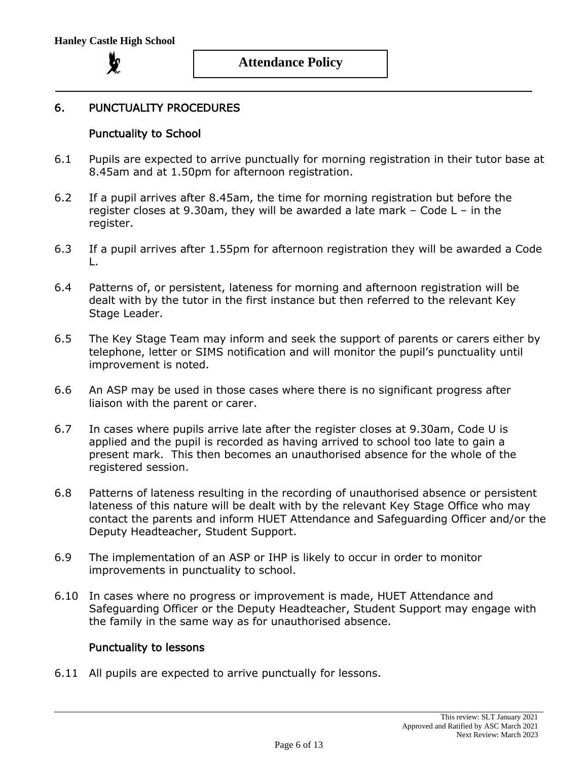## 6. PUNCTUALITY PROCEDURES

### Punctuality to School

6.1 Pupils are expected to arrive punctually for morning registration in their tutor base at 8.45am and at 1.50pm for afternoon registration.

6.2 If a pupil arrives after 8.45am, the time for morning registration but before the register closes at 9.30am, they will be awarded a late mark – Code L – in the register.

6.3 If a pupil arrives after 1.55pm for afternoon registration they will be awarded a Code L.

6.4 Patterns of, or persistent, lateness for morning and afternoon registration will be dealt with by the tutor in the first instance but then referred to the relevant Key Stage Leader.

6.5 The Key Stage Team may inform and seek the support of parents or carers either by telephone, letter or SIMS notification and will monitor the pupil's punctuality until improvement is noted.

6.6 An ASP may be used in those cases where there is no significant progress after liaison with the parent or carer.

6.7 In cases where pupils arrive late after the register closes at 9.30am, Code U is applied and the pupil is recorded as having arrived to school too late to gain a present mark. This then becomes an unauthorised absence for the whole of the registered session.

6.8 Patterns of lateness resulting in the recording of unauthorised absence or persistent lateness of this nature will be dealt with by the relevant Key Stage Office who may contact the parents and inform HUET Attendance and Safeguarding Officer and/or the Deputy Headteacher, Student Support.

6.9 The implementation of an ASP or IHP is likely to occur in order to monitor improvements in punctuality to school.

6.10 In cases where no progress or improvement is made, HUET Attendance and Safeguarding Officer or the Deputy Headteacher, Student Support may engage with the family in the same way as for unauthorised absence.

### Punctuality to lessons

6.11 All pupils are expected to arrive punctually for lessons.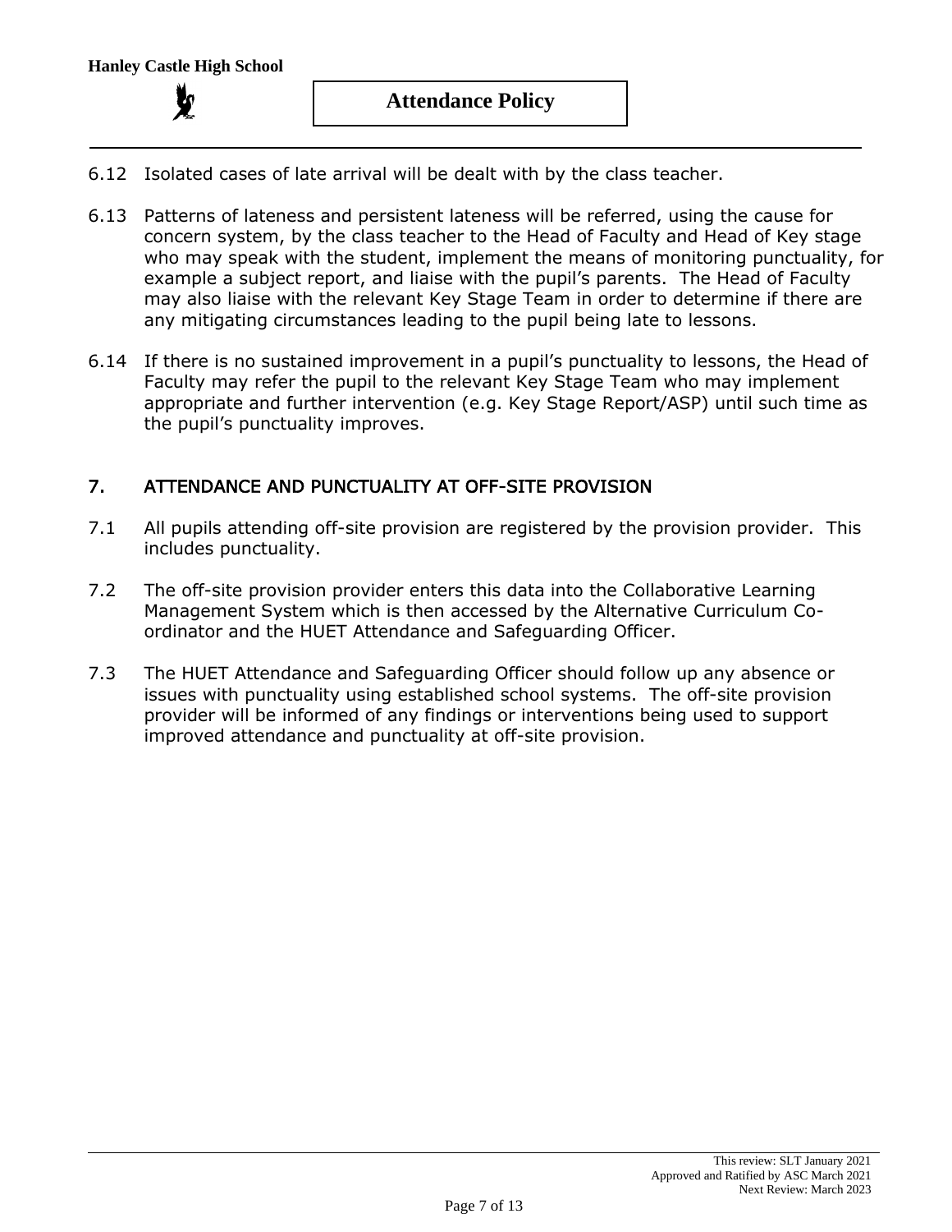6.12 Isolated cases of late arrival will be dealt with by the class teacher.

6.13 Patterns of lateness and persistent lateness will be referred, using the cause for concern system, by the class teacher to the Head of Faculty and Head of Key stage who may speak with the student, implement the means of monitoring punctuality, for example a subject report, and liaise with the pupil's parents. The Head of Faculty may also liaise with the relevant Key Stage Team in order to determine if there are any mitigating circumstances leading to the pupil being late to lessons.

6.14 If there is no sustained improvement in a pupil's punctuality to lessons, the Head of Faculty may refer the pupil to the relevant Key Stage Team who may implement appropriate and further intervention (e.g. Key Stage Report/ASP) until such time as the pupil's punctuality improves.

## 7. ATTENDANCE AND PUNCTUALITY AT OFF-SITE PROVISION

7.1 All pupils attending off-site provision are registered by the provision provider. This includes punctuality.

7.2 The off-site provision provider enters this data into the Collaborative Learning Management System which is then accessed by the Alternative Curriculum Co-ordinator and the HUET Attendance and Safeguarding Officer.

7.3 The HUET Attendance and Safeguarding Officer should follow up any absence or issues with punctuality using established school systems. The off-site provision provider will be informed of any findings or interventions being used to support improved attendance and punctuality at off-site provision.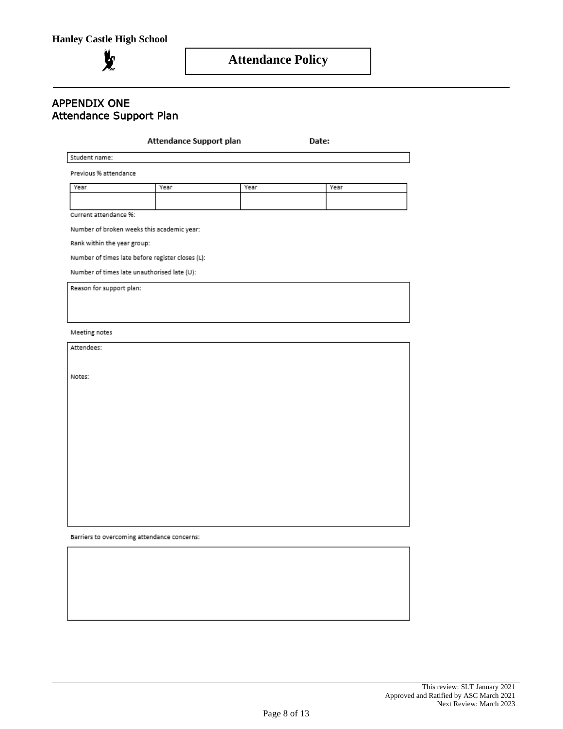## APPENDIX ONE
## Attendance Support Plan

**Attendance Support plan** **Date:**

| Student name: |
|---|

Previous % attendance

| Year | Year | Year | Year |
|---|---|---|---|
| | | | |

Current attendance %:

Number of broken weeks this academic year:

Rank within the year group:

Number of times late before register closes (L):

Number of times late unauthorised late (U):

| Reason for support plan: |
|---|

Meeting notes

| Attendees:<br><br>Notes: |
|---|

Barriers to overcoming attendance concerns:

| |
|---|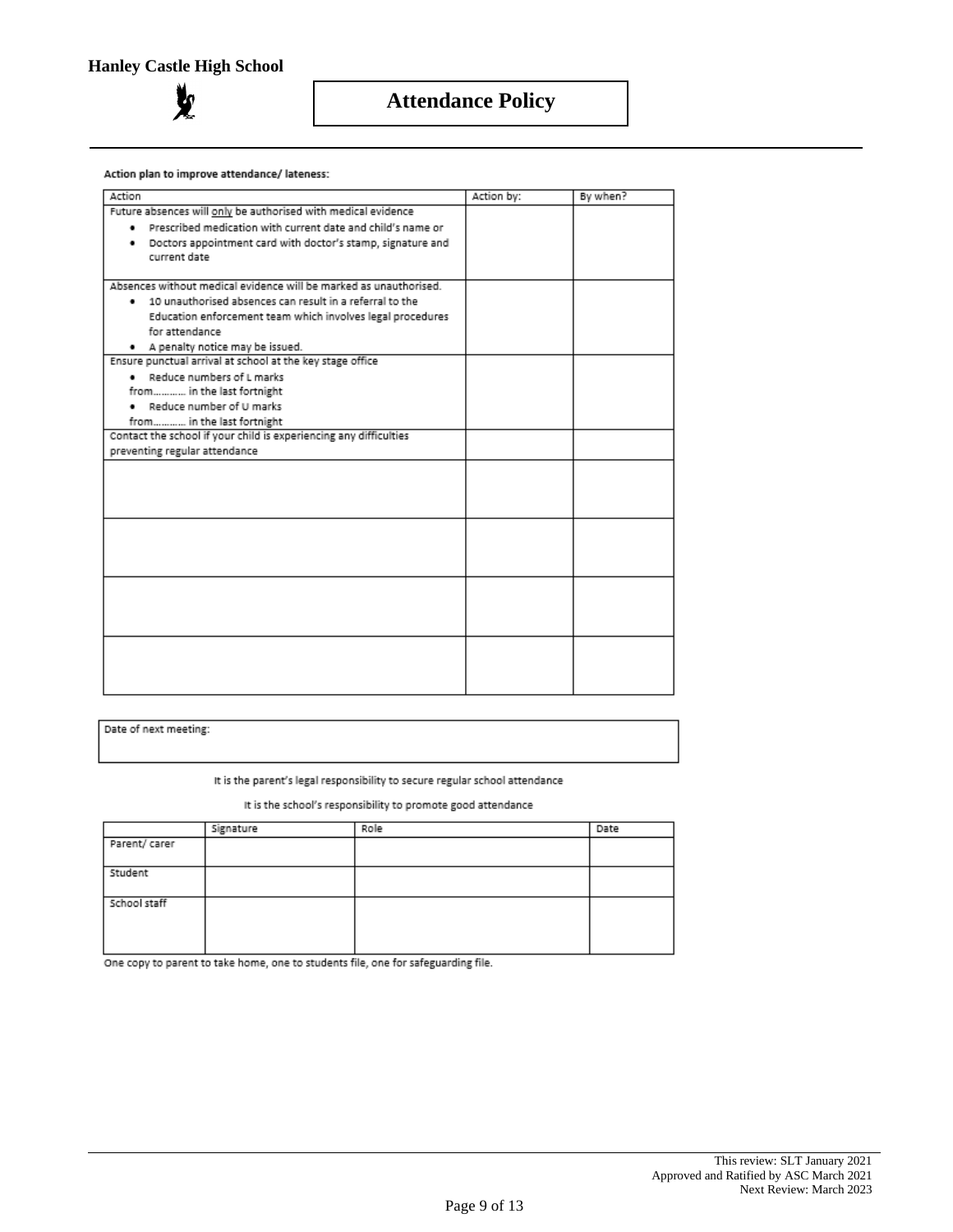**Action plan to improve attendance/ lateness:**

| Action | Action by: | By when? |
|---|---|---|
| Future absences will <u>only</u> be authorised with medical evidence<br>• Prescribed medication with current date and child's name or<br>• Doctors appointment card with doctor's stamp, signature and current date | | |
| Absences without medical evidence will be marked as unauthorised.<br>• 10 unauthorised absences can result in a referral to the Education enforcement team which involves legal procedures for attendance<br>• A penalty notice may be issued. | | |
| Ensure punctual arrival at school at the key stage office<br>• Reduce numbers of L marks from………… in the last fortnight<br>• Reduce number of U marks from………… in the last fortnight | | |
| Contact the school if your child is experiencing any difficulties preventing regular attendance | | |
| | | |
| | | |
| | | |
| | | |

| Date of next meeting: |
|---|

It is the parent's legal responsibility to secure regular school attendance

It is the school's responsibility to promote good attendance

| | Signature | Role | Date |
|---|---|---|---|
| Parent/ carer | | | |
| Student | | | |
| School staff | | | |

One copy to parent to take home, one to students file, one for safeguarding file.

This review: SLT January 2021
Approved and Ratified by ASC March 2021
Next Review: March 2023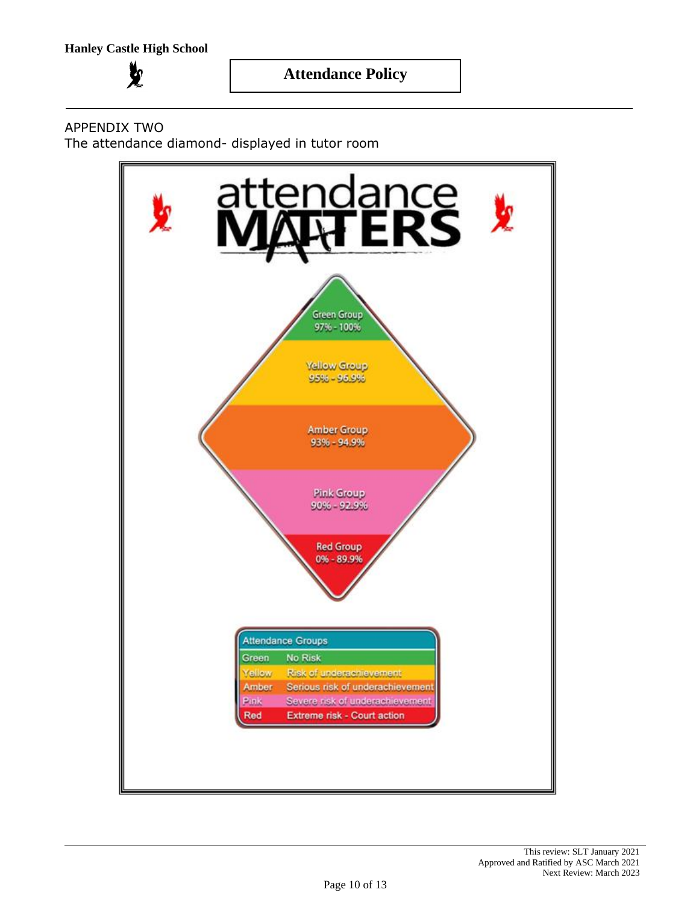APPENDIX TWO

The attendance diamond- displayed in tutor room

# attendance MATTERS

Green Group
97% - 100%

Yellow Group
95% - 96.9%

Amber Group
93% - 94.9%

Pink Group
90% - 92.9%

Red Group
0% - 89.9%

| Attendance Groups | |
|---|---|
| Green | No Risk |
| Yellow | Risk of underachievement |
| Amber | Serious risk of underachievement |
| Pink | Severe risk of underachievement |
| Red | Extreme risk - Court action |

This review: SLT January 2021
Approved and Ratified by ASC March 2021
Next Review: March 2023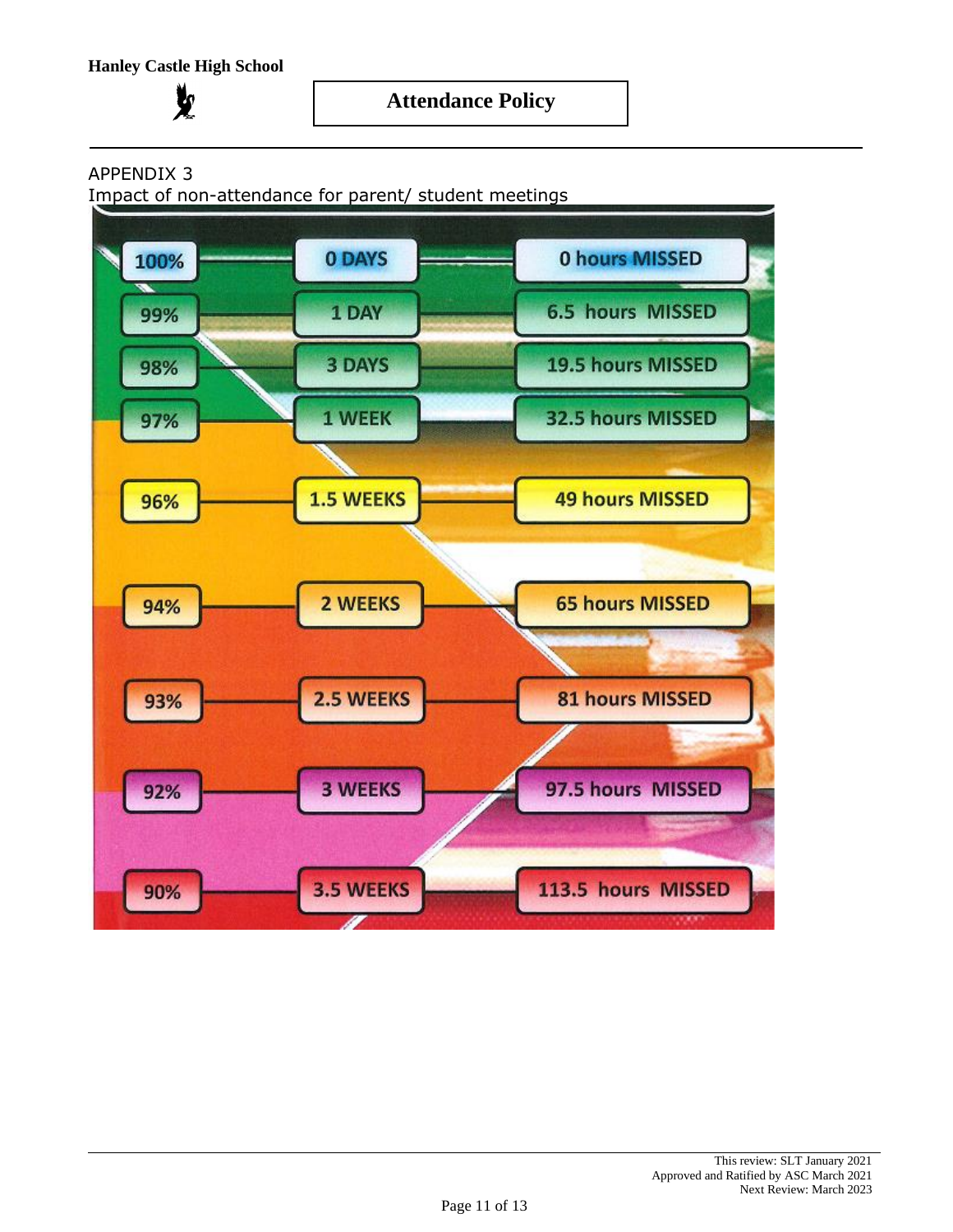APPENDIX 3

Impact of non-attendance for parent/ student meetings

| Attendance | Days missed | Hours missed |
| --- | --- | --- |
| 100% | 0 DAYS | 0 hours MISSED |
| 99% | 1 DAY | 6.5 hours MISSED |
| 98% | 3 DAYS | 19.5 hours MISSED |
| 97% | 1 WEEK | 32.5 hours MISSED |
| 96% | 1.5 WEEKS | 49 hours MISSED |
| 94% | 2 WEEKS | 65 hours MISSED |
| 93% | 2.5 WEEKS | 81 hours MISSED |
| 92% | 3 WEEKS | 97.5 hours MISSED |
| 90% | 3.5 WEEKS | 113.5 hours MISSED |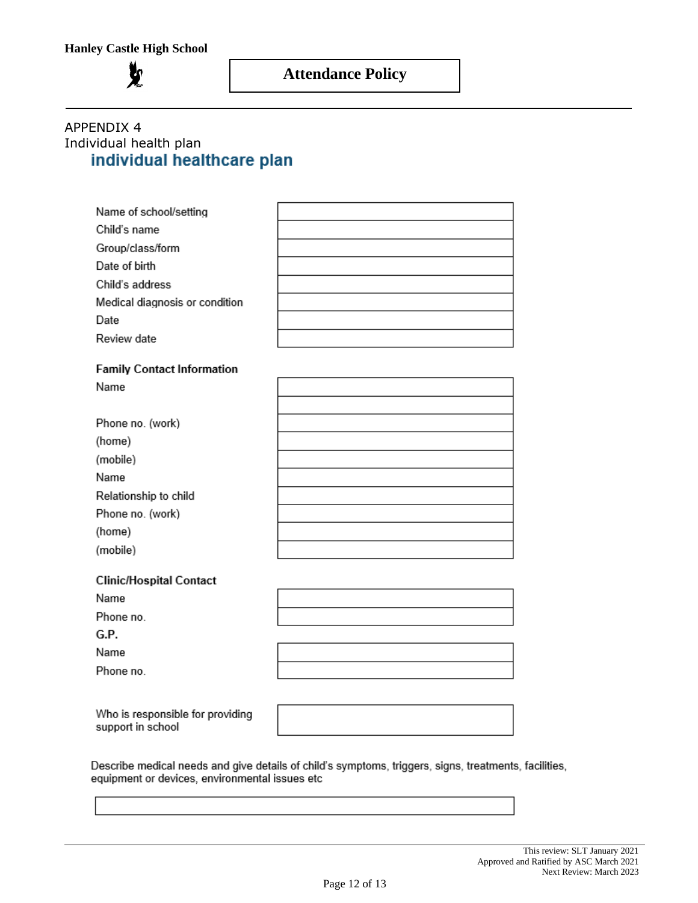APPENDIX 4

Individual health plan

## individual healthcare plan

| | |
|---|---|
| Name of school/setting | |
| Child's name | |
| Group/class/form | |
| Date of birth | |
| Child's address | |
| Medical diagnosis or condition | |
| Date | |
| Review date | |

**Family Contact Information**

| | |
|---|---|
| Name | |
| | |
| Phone no. (work) | |
| (home) | |
| (mobile) | |
| Name | |
| Relationship to child | |
| Phone no. (work) | |
| (home) | |
| (mobile) | |

**Clinic/Hospital Contact**

| | |
|---|---|
| Name | |
| Phone no. | |

**G.P.**

| | |
|---|---|
| Name | |
| Phone no. | |

| | |
|---|---|
| Who is responsible for providing support in school | |

Describe medical needs and give details of child's symptoms, triggers, signs, treatments, facilities, equipment or devices, environmental issues etc

| |
|---|
| |

This review: SLT January 2021
Approved and Ratified by ASC March 2021
Next Review: March 2023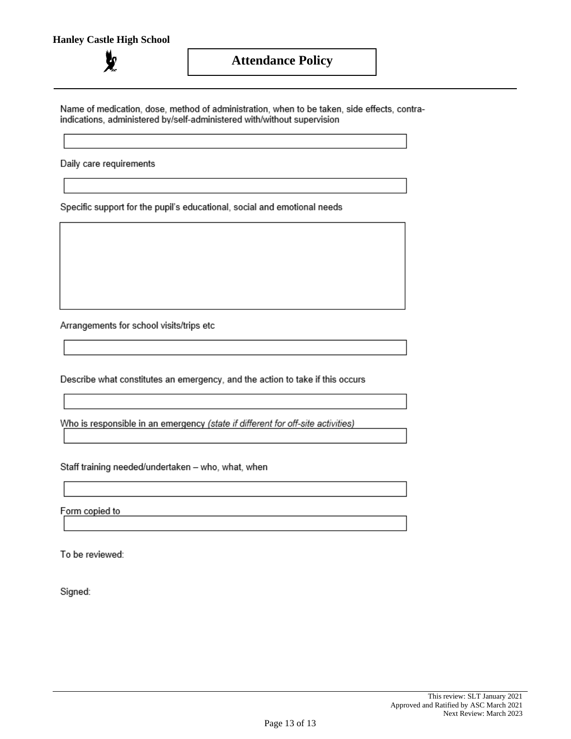Name of medication, dose, method of administration, when to be taken, side effects, contra-indications, administered by/self-administered with/without supervision

Daily care requirements

Specific support for the pupil's educational, social and emotional needs

Arrangements for school visits/trips etc

Describe what constitutes an emergency, and the action to take if this occurs

Who is responsible in an emergency *(state if different for off-site activities)*

Staff training needed/undertaken – who, what, when

Form copied to

To be reviewed:

Signed: